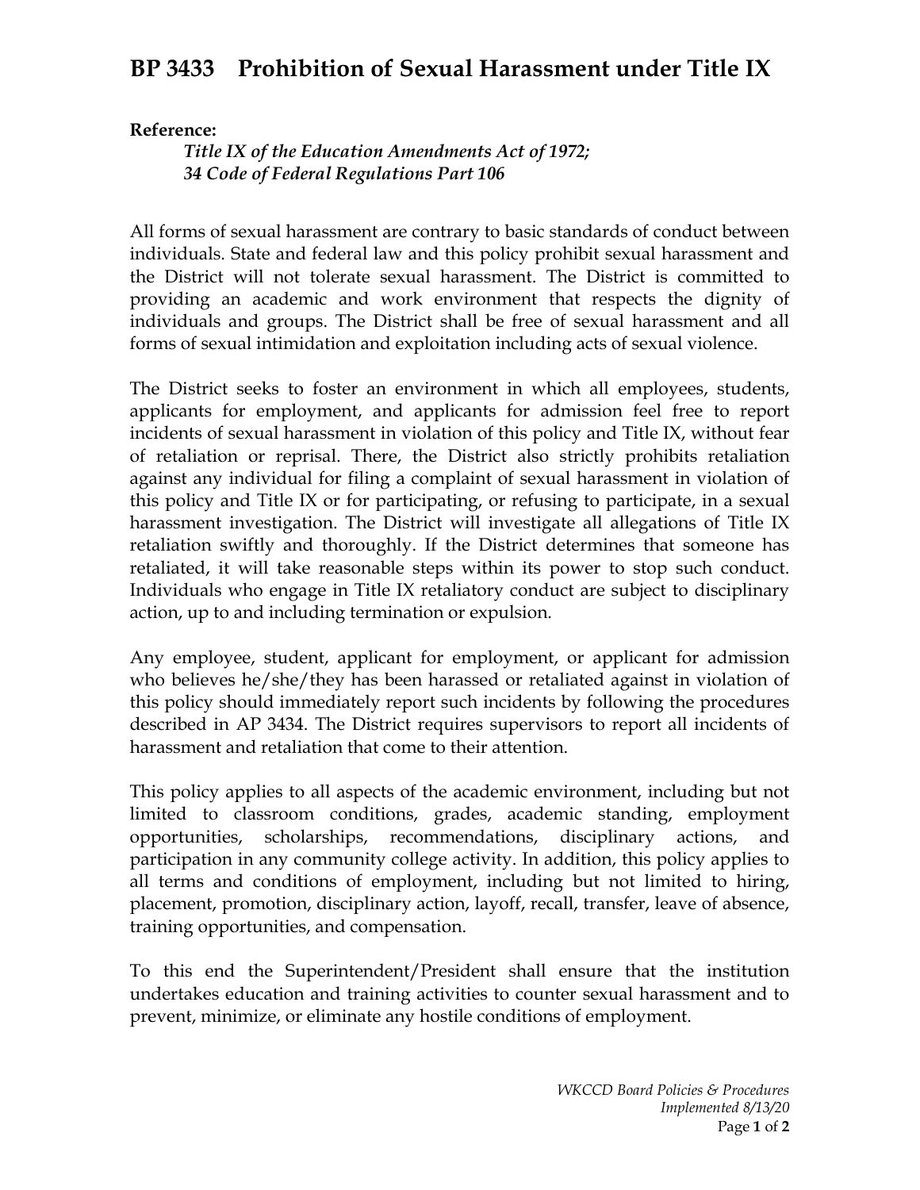# BP 3433 Prohibition of Sexual Harassment under Title IX

**Reference:**

*Title IX of the Education Amendments Act of 1972;*
*34 Code of Federal Regulations Part 106*

All forms of sexual harassment are contrary to basic standards of conduct between individuals. State and federal law and this policy prohibit sexual harassment and the District will not tolerate sexual harassment. The District is committed to providing an academic and work environment that respects the dignity of individuals and groups. The District shall be free of sexual harassment and all forms of sexual intimidation and exploitation including acts of sexual violence.

The District seeks to foster an environment in which all employees, students, applicants for employment, and applicants for admission feel free to report incidents of sexual harassment in violation of this policy and Title IX, without fear of retaliation or reprisal. There, the District also strictly prohibits retaliation against any individual for filing a complaint of sexual harassment in violation of this policy and Title IX or for participating, or refusing to participate, in a sexual harassment investigation. The District will investigate all allegations of Title IX retaliation swiftly and thoroughly. If the District determines that someone has retaliated, it will take reasonable steps within its power to stop such conduct. Individuals who engage in Title IX retaliatory conduct are subject to disciplinary action, up to and including termination or expulsion.

Any employee, student, applicant for employment, or applicant for admission who believes he/she/they has been harassed or retaliated against in violation of this policy should immediately report such incidents by following the procedures described in AP 3434. The District requires supervisors to report all incidents of harassment and retaliation that come to their attention.

This policy applies to all aspects of the academic environment, including but not limited to classroom conditions, grades, academic standing, employment opportunities, scholarships, recommendations, disciplinary actions, and participation in any community college activity. In addition, this policy applies to all terms and conditions of employment, including but not limited to hiring, placement, promotion, disciplinary action, layoff, recall, transfer, leave of absence, training opportunities, and compensation.

To this end the Superintendent/President shall ensure that the institution undertakes education and training activities to counter sexual harassment and to prevent, minimize, or eliminate any hostile conditions of employment.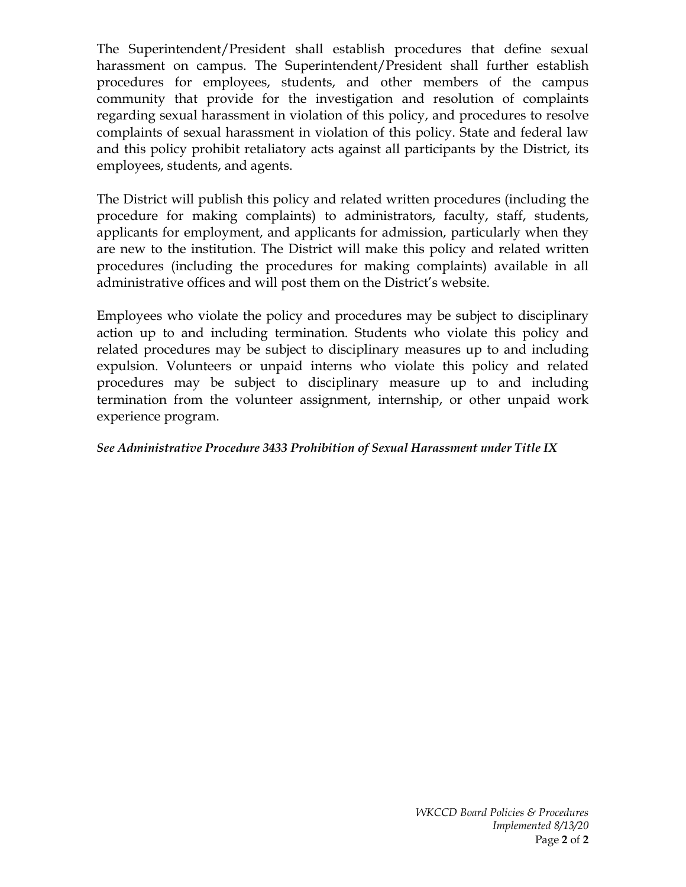The Superintendent/President shall establish procedures that define sexual harassment on campus. The Superintendent/President shall further establish procedures for employees, students, and other members of the campus community that provide for the investigation and resolution of complaints regarding sexual harassment in violation of this policy, and procedures to resolve complaints of sexual harassment in violation of this policy. State and federal law and this policy prohibit retaliatory acts against all participants by the District, its employees, students, and agents.

The District will publish this policy and related written procedures (including the procedure for making complaints) to administrators, faculty, staff, students, applicants for employment, and applicants for admission, particularly when they are new to the institution. The District will make this policy and related written procedures (including the procedures for making complaints) available in all administrative offices and will post them on the District's website.

Employees who violate the policy and procedures may be subject to disciplinary action up to and including termination. Students who violate this policy and related procedures may be subject to disciplinary measures up to and including expulsion. Volunteers or unpaid interns who violate this policy and related procedures may be subject to disciplinary measure up to and including termination from the volunteer assignment, internship, or other unpaid work experience program.

***See Administrative Procedure 3433 Prohibition of Sexual Harassment under Title IX***

*WKCCD Board Policies & Procedures*
*Implemented 8/13/20*